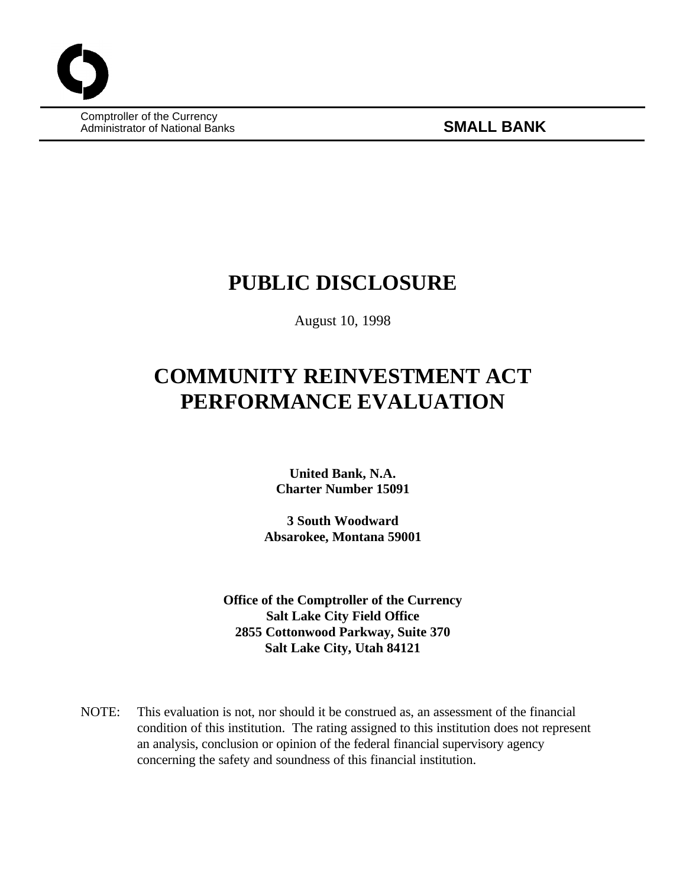Comptroller of the Currency
Administrator of National Banks

**SMALL BANK**

# PUBLIC DISCLOSURE

August 10, 1998

# COMMUNITY REINVESTMENT ACT PERFORMANCE EVALUATION

**United Bank, N.A.**
**Charter Number 15091**

**3 South Woodward**
**Absarokee, Montana 59001**

**Office of the Comptroller of the Currency**
**Salt Lake City Field Office**
**2855 Cottonwood Parkway, Suite 370**
**Salt Lake City, Utah 84121**

NOTE: This evaluation is not, nor should it be construed as, an assessment of the financial condition of this institution. The rating assigned to this institution does not represent an analysis, conclusion or opinion of the federal financial supervisory agency concerning the safety and soundness of this financial institution.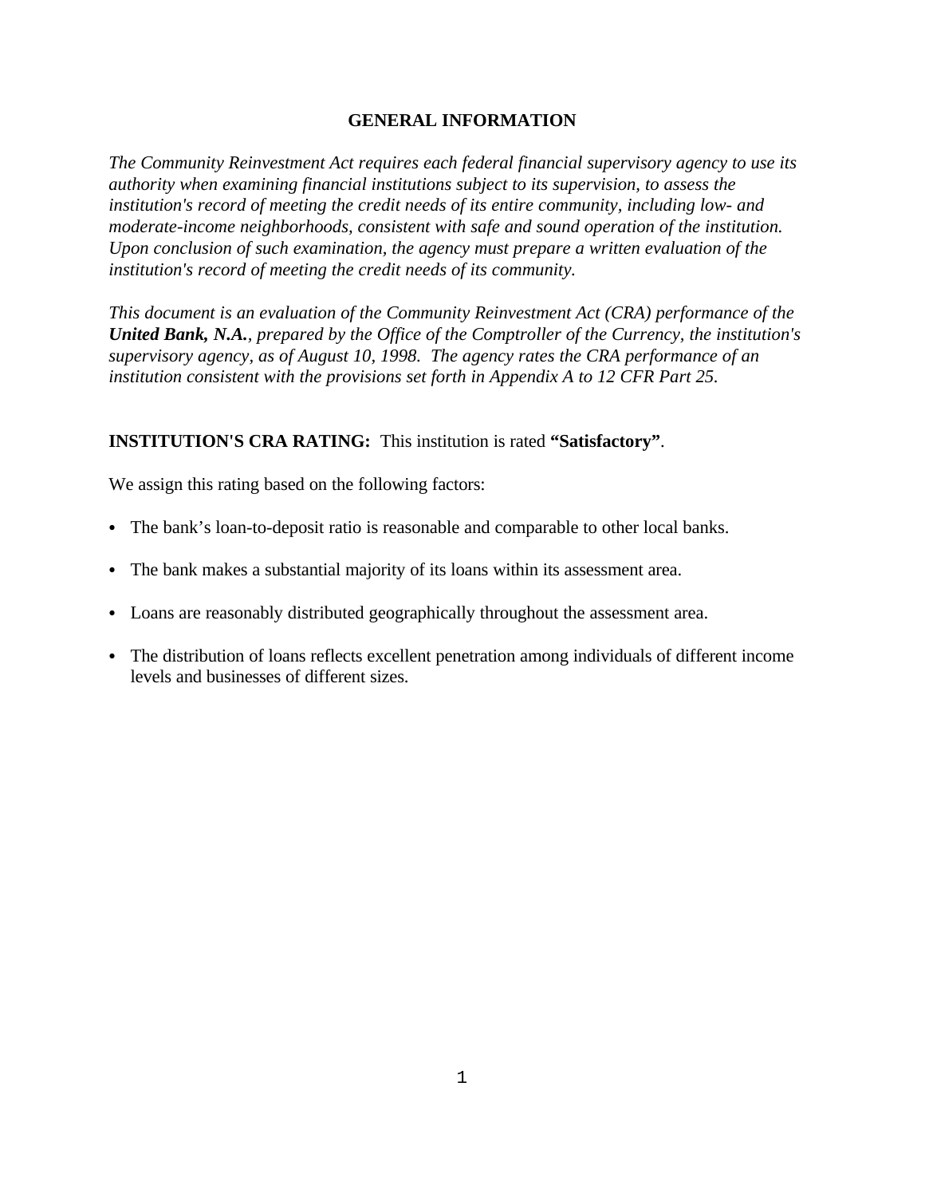## GENERAL INFORMATION

*The Community Reinvestment Act requires each federal financial supervisory agency to use its authority when examining financial institutions subject to its supervision, to assess the institution's record of meeting the credit needs of its entire community, including low- and moderate-income neighborhoods, consistent with safe and sound operation of the institution. Upon conclusion of such examination, the agency must prepare a written evaluation of the institution's record of meeting the credit needs of its community.*

*This document is an evaluation of the Community Reinvestment Act (CRA) performance of the* ***United Bank, N.A.****, prepared by the Office of the Comptroller of the Currency, the institution's supervisory agency, as of August 10, 1998. The agency rates the CRA performance of an institution consistent with the provisions set forth in Appendix A to 12 CFR Part 25.*

**INSTITUTION'S CRA RATING:** This institution is rated **"Satisfactory"**.

We assign this rating based on the following factors:

- The bank's loan-to-deposit ratio is reasonable and comparable to other local banks.
- The bank makes a substantial majority of its loans within its assessment area.
- Loans are reasonably distributed geographically throughout the assessment area.
- The distribution of loans reflects excellent penetration among individuals of different income levels and businesses of different sizes.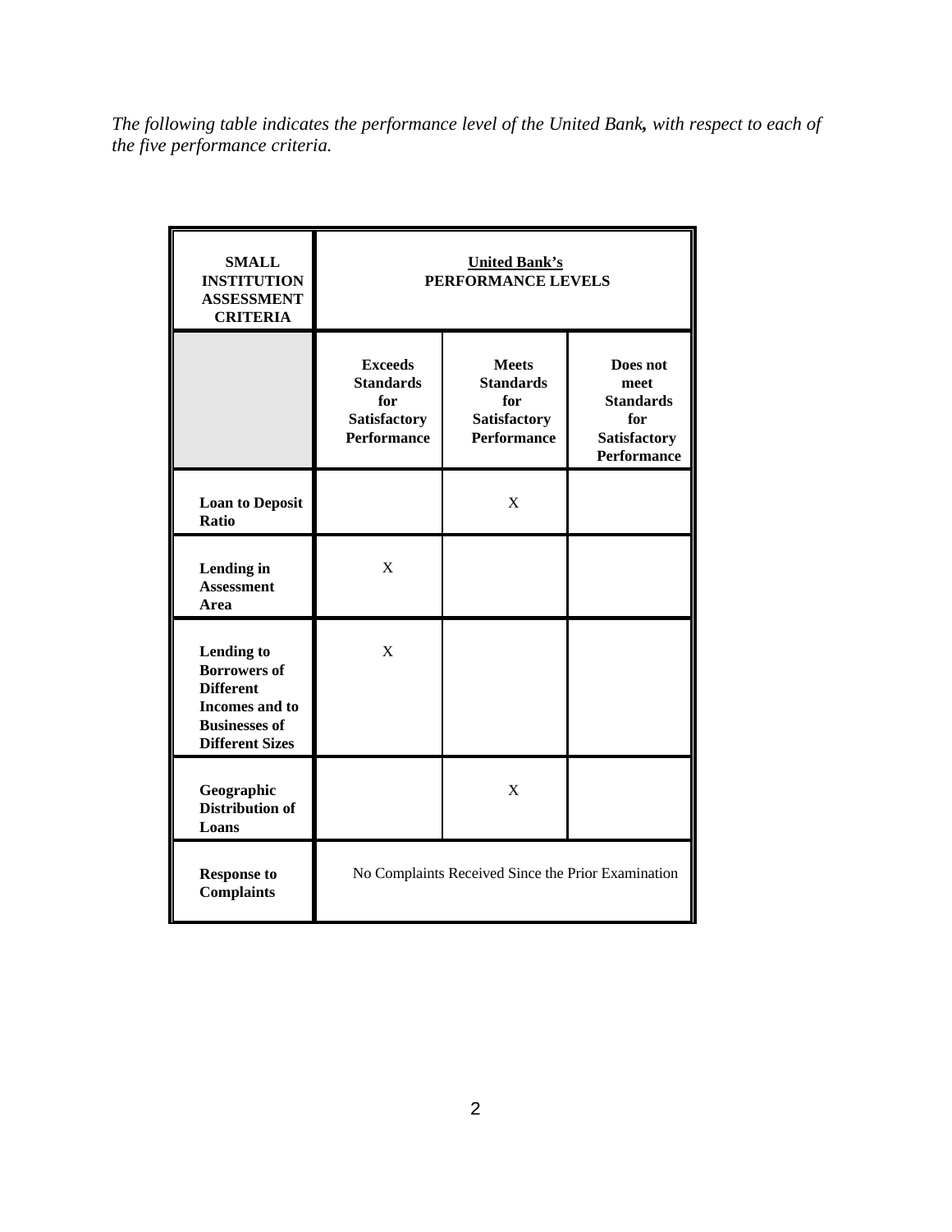*The following table indicates the performance level of the United Bank, with respect to each of the five performance criteria.*

| **SMALL INSTITUTION ASSESSMENT CRITERIA** | **United Bank's PERFORMANCE LEVELS** | | |
|---|---|---|---|
| | **Exceeds Standards for Satisfactory Performance** | **Meets Standards for Satisfactory Performance** | **Does not meet Standards for Satisfactory Performance** |
| **Loan to Deposit Ratio** | | X | |
| **Lending in Assessment Area** | X | | |
| **Lending to Borrowers of Different Incomes and to Businesses of Different Sizes** | X | | |
| **Geographic Distribution of Loans** | | X | |
| **Response to Complaints** | No Complaints Received Since the Prior Examination | | |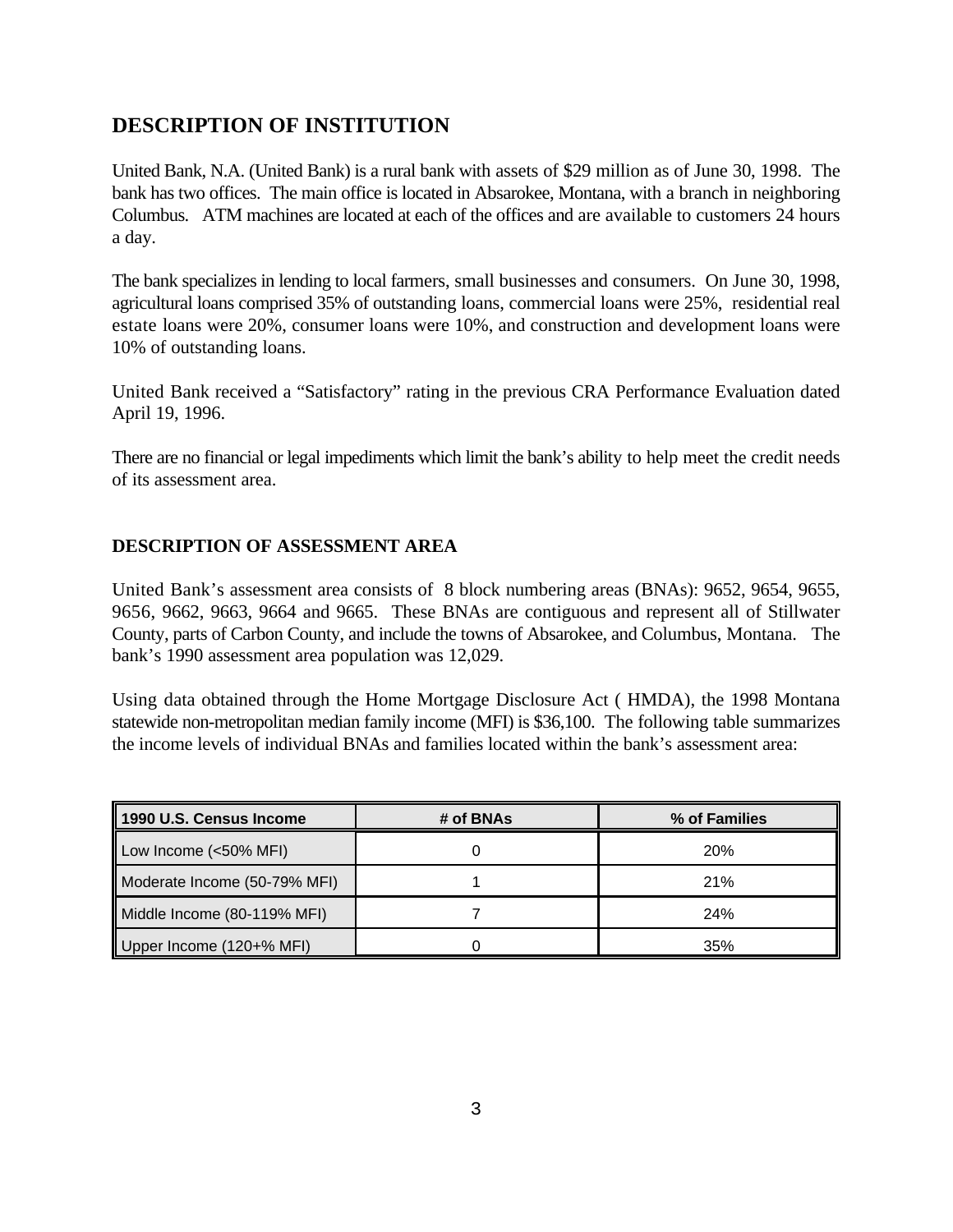## DESCRIPTION OF INSTITUTION

United Bank, N.A. (United Bank) is a rural bank with assets of $29 million as of June 30, 1998. The bank has two offices. The main office is located in Absarokee, Montana, with a branch in neighboring Columbus. ATM machines are located at each of the offices and are available to customers 24 hours a day.

The bank specializes in lending to local farmers, small businesses and consumers. On June 30, 1998, agricultural loans comprised 35% of outstanding loans, commercial loans were 25%, residential real estate loans were 20%, consumer loans were 10%, and construction and development loans were 10% of outstanding loans.

United Bank received a "Satisfactory" rating in the previous CRA Performance Evaluation dated April 19, 1996.

There are no financial or legal impediments which limit the bank's ability to help meet the credit needs of its assessment area.

### DESCRIPTION OF ASSESSMENT AREA

United Bank's assessment area consists of 8 block numbering areas (BNAs): 9652, 9654, 9655, 9656, 9662, 9663, 9664 and 9665. These BNAs are contiguous and represent all of Stillwater County, parts of Carbon County, and include the towns of Absarokee, and Columbus, Montana. The bank's 1990 assessment area population was 12,029.

Using data obtained through the Home Mortgage Disclosure Act ( HMDA), the 1998 Montana statewide non-metropolitan median family income (MFI) is $36,100. The following table summarizes the income levels of individual BNAs and families located within the bank's assessment area:

| 1990 U.S. Census Income | # of BNAs | % of Families |
|---|---|---|
| Low Income (<50% MFI) | 0 | 20% |
| Moderate Income (50-79% MFI) | 1 | 21% |
| Middle Income (80-119% MFI) | 7 | 24% |
| Upper Income (120+% MFI) | 0 | 35% |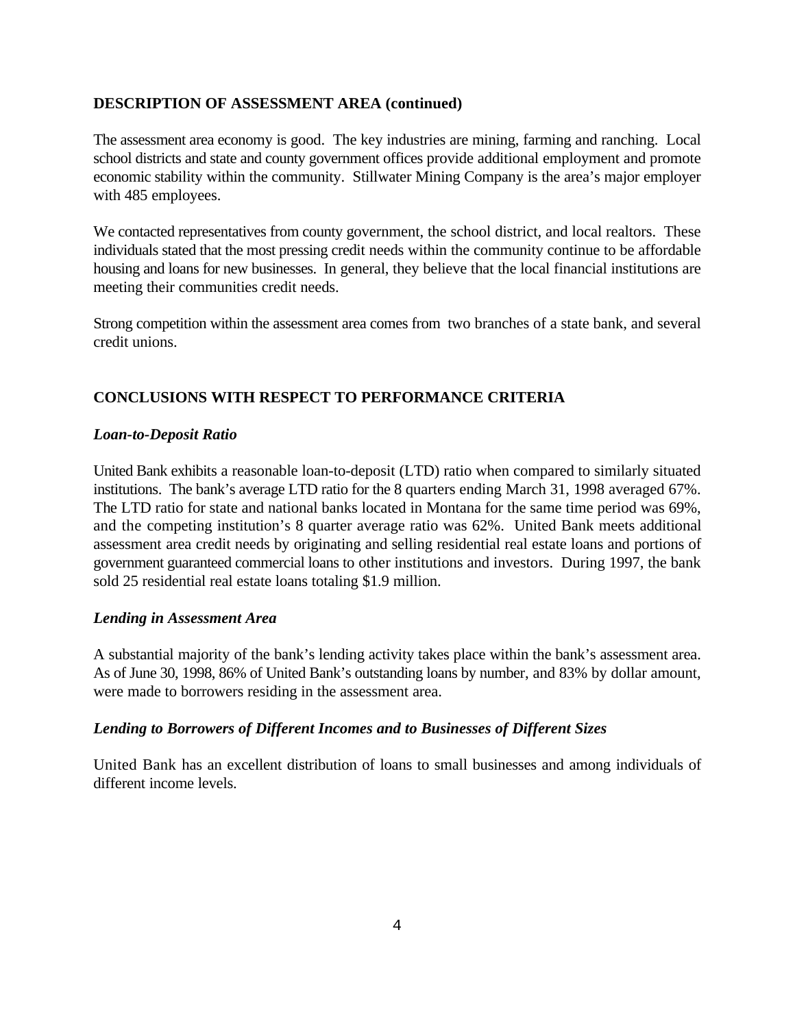## DESCRIPTION OF ASSESSMENT AREA (continued)

The assessment area economy is good. The key industries are mining, farming and ranching. Local school districts and state and county government offices provide additional employment and promote economic stability within the community. Stillwater Mining Company is the area's major employer with 485 employees.

We contacted representatives from county government, the school district, and local realtors. These individuals stated that the most pressing credit needs within the community continue to be affordable housing and loans for new businesses. In general, they believe that the local financial institutions are meeting their communities credit needs.

Strong competition within the assessment area comes from two branches of a state bank, and several credit unions.

## CONCLUSIONS WITH RESPECT TO PERFORMANCE CRITERIA

### *Loan-to-Deposit Ratio*

United Bank exhibits a reasonable loan-to-deposit (LTD) ratio when compared to similarly situated institutions. The bank's average LTD ratio for the 8 quarters ending March 31, 1998 averaged 67%. The LTD ratio for state and national banks located in Montana for the same time period was 69%, and the competing institution's 8 quarter average ratio was 62%. United Bank meets additional assessment area credit needs by originating and selling residential real estate loans and portions of government guaranteed commercial loans to other institutions and investors. During 1997, the bank sold 25 residential real estate loans totaling $1.9 million.

### *Lending in Assessment Area*

A substantial majority of the bank's lending activity takes place within the bank's assessment area. As of June 30, 1998, 86% of United Bank's outstanding loans by number, and 83% by dollar amount, were made to borrowers residing in the assessment area.

### *Lending to Borrowers of Different Incomes and to Businesses of Different Sizes*

United Bank has an excellent distribution of loans to small businesses and among individuals of different income levels.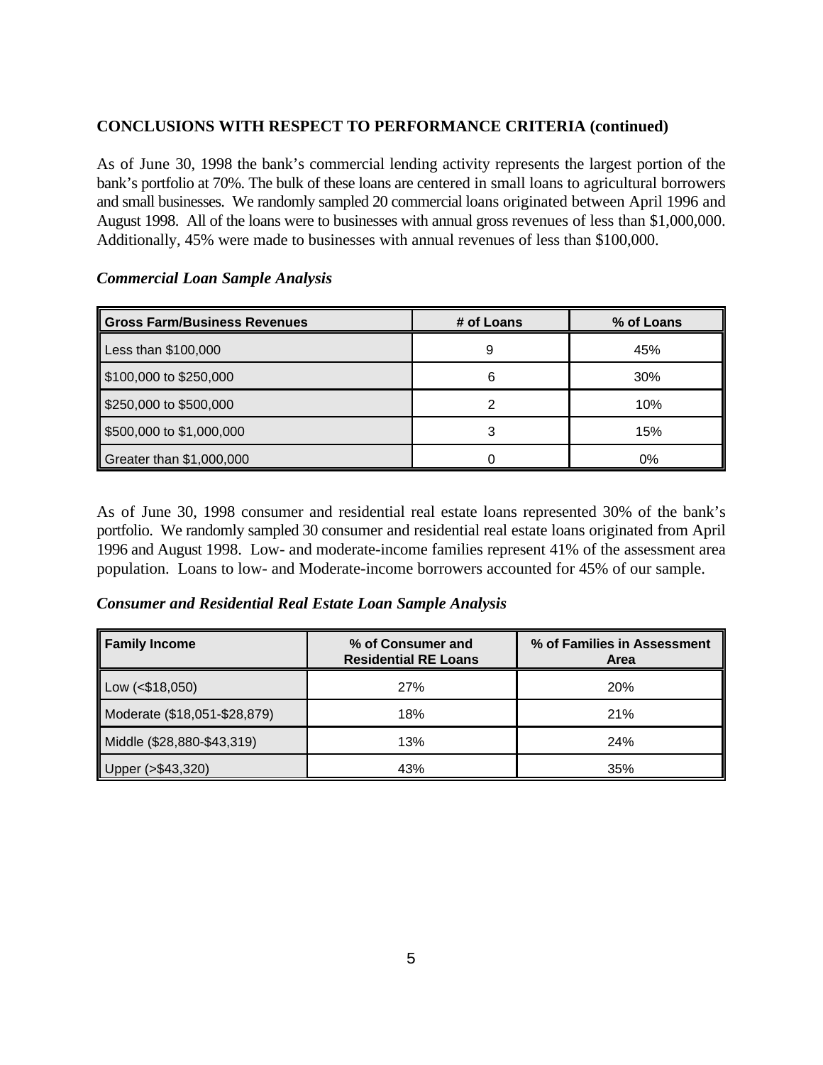**CONCLUSIONS WITH RESPECT TO PERFORMANCE CRITERIA (continued)**

As of June 30, 1998 the bank's commercial lending activity represents the largest portion of the bank's portfolio at 70%. The bulk of these loans are centered in small loans to agricultural borrowers and small businesses. We randomly sampled 20 commercial loans originated between April 1996 and August 1998. All of the loans were to businesses with annual gross revenues of less than $1,000,000. Additionally, 45% were made to businesses with annual revenues of less than $100,000.

***Commercial Loan Sample Analysis***

| Gross Farm/Business Revenues | # of Loans | % of Loans |
|---|---|---|
| Less than $100,000 | 9 | 45% |
| $100,000 to $250,000 | 6 | 30% |
| $250,000 to $500,000 | 2 | 10% |
| $500,000 to $1,000,000 | 3 | 15% |
| Greater than $1,000,000 | 0 | 0% |

As of June 30, 1998 consumer and residential real estate loans represented 30% of the bank's portfolio. We randomly sampled 30 consumer and residential real estate loans originated from April 1996 and August 1998. Low- and moderate-income families represent 41% of the assessment area population. Loans to low- and Moderate-income borrowers accounted for 45% of our sample.

***Consumer and Residential Real Estate Loan Sample Analysis***

| Family Income | % of Consumer and Residential RE Loans | % of Families in Assessment Area |
|---|---|---|
| Low (<$18,050) | 27% | 20% |
| Moderate ($18,051-$28,879) | 18% | 21% |
| Middle ($28,880-$43,319) | 13% | 24% |
| Upper (>$43,320) | 43% | 35% |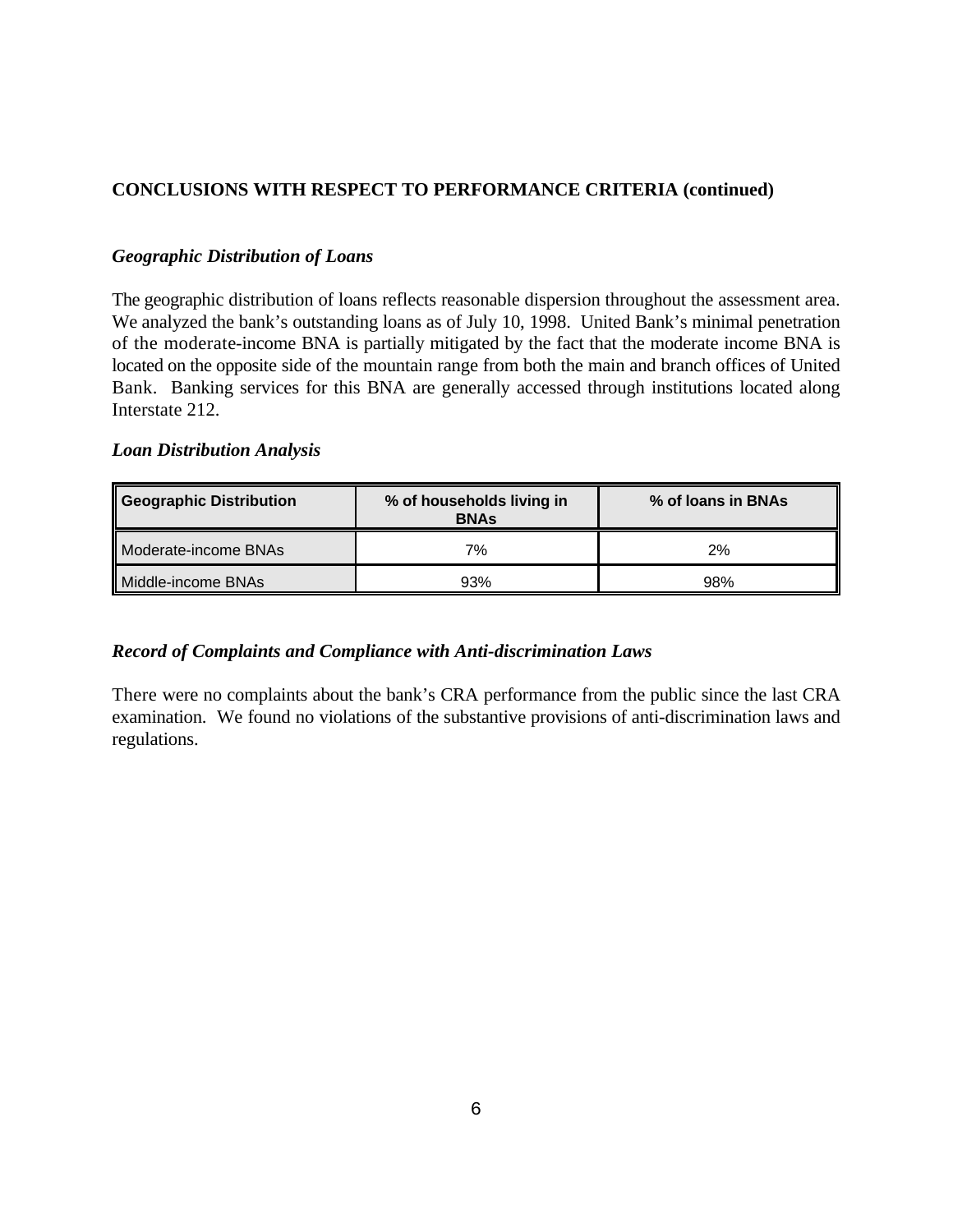## CONCLUSIONS WITH RESPECT TO PERFORMANCE CRITERIA (continued)

### *Geographic Distribution of Loans*

The geographic distribution of loans reflects reasonable dispersion throughout the assessment area. We analyzed the bank's outstanding loans as of July 10, 1998. United Bank's minimal penetration of the moderate-income BNA is partially mitigated by the fact that the moderate income BNA is located on the opposite side of the mountain range from both the main and branch offices of United Bank. Banking services for this BNA are generally accessed through institutions located along Interstate 212.

### *Loan Distribution Analysis*

| Geographic Distribution | % of households living in BNAs | % of loans in BNAs |
|---|---|---|
| Moderate-income BNAs | 7% | 2% |
| Middle-income BNAs | 93% | 98% |

### *Record of Complaints and Compliance with Anti-discrimination Laws*

There were no complaints about the bank's CRA performance from the public since the last CRA examination. We found no violations of the substantive provisions of anti-discrimination laws and regulations.